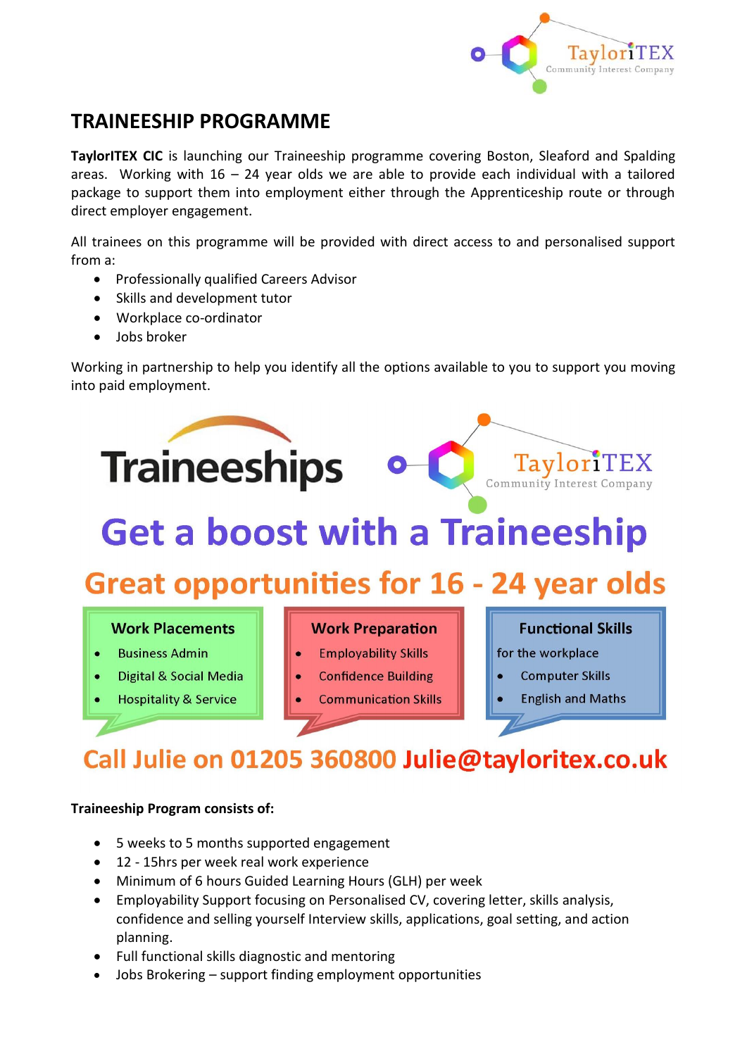TaylorITEX
Community Interest Company

# TRAINEESHIP PROGRAMME

**TaylorITEX CIC** is launching our Traineeship programme covering Boston, Sleaford and Spalding areas. Working with 16 – 24 year olds we are able to provide each individual with a tailored package to support them into employment either through the Apprenticeship route or through direct employer engagement.

All trainees on this programme will be provided with direct access to and personalised support from a:

- Professionally qualified Careers Advisor
- Skills and development tutor
- Workplace co-ordinator
- Jobs broker

Working in partnership to help you identify all the options available to you to support you moving into paid employment.

Traineeships

TaylorITEX
Community Interest Company

## Get a boost with a Traineeship

## Great opportunities for 16 - 24 year olds

### Work Placements

- Business Admin
- Digital & Social Media
- Hospitality & Service

### Work Preparation

- Employability Skills
- Confidence Building
- Communication Skills

### Functional Skills

for the workplace

- Computer Skills
- English and Maths

## Call Julie on 01205 360800 Julie@tayloritex.co.uk

**Traineeship Program consists of:**

- 5 weeks to 5 months supported engagement
- 12 - 15hrs per week real work experience
- Minimum of 6 hours Guided Learning Hours (GLH) per week
- Employability Support focusing on Personalised CV, covering letter, skills analysis, confidence and selling yourself Interview skills, applications, goal setting, and action planning.
- Full functional skills diagnostic and mentoring
- Jobs Brokering – support finding employment opportunities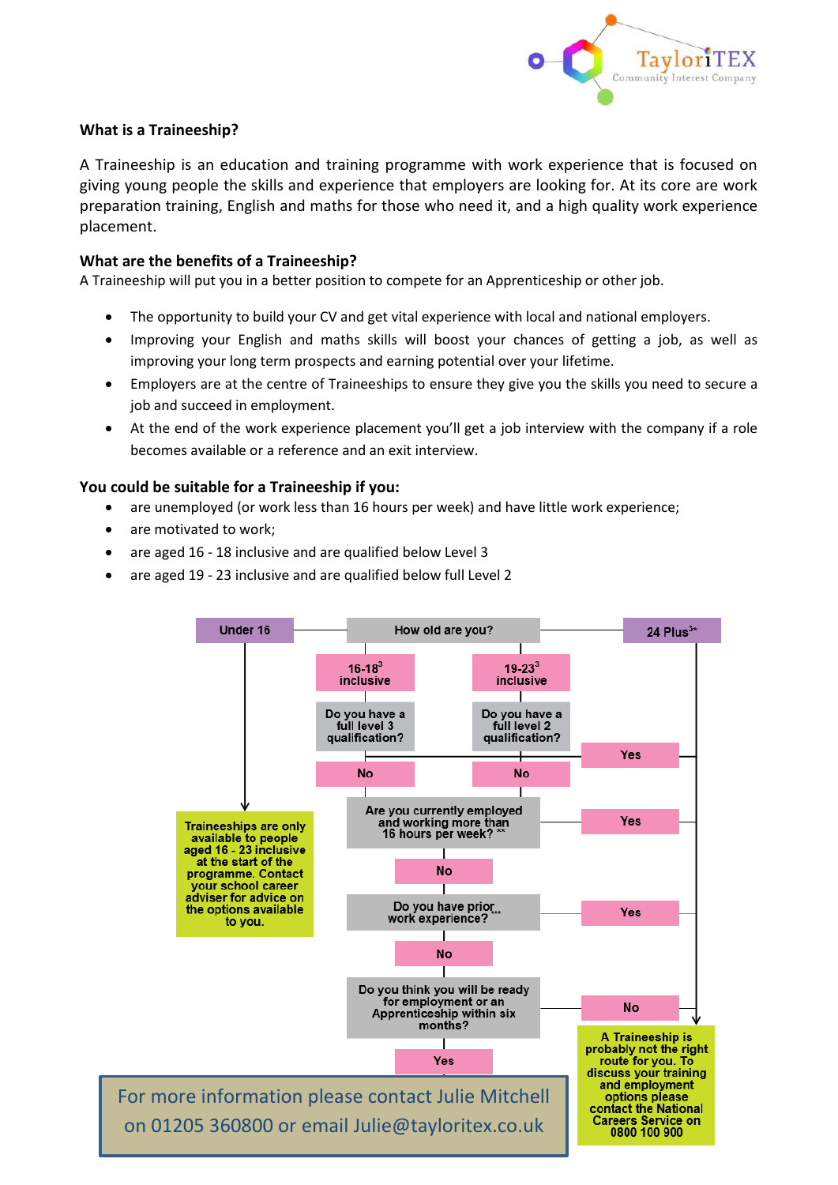### What is a Traineeship?

A Traineeship is an education and training programme with work experience that is focused on giving young people the skills and experience that employers are looking for. At its core are work preparation training, English and maths for those who need it, and a high quality work experience placement.

### What are the benefits of a Traineeship?

A Traineeship will put you in a better position to compete for an Apprenticeship or other job.

- The opportunity to build your CV and get vital experience with local and national employers.
- Improving your English and maths skills will boost your chances of getting a job, as well as improving your long term prospects and earning potential over your lifetime.
- Employers are at the centre of Traineeships to ensure they give you the skills you need to secure a job and succeed in employment.
- At the end of the work experience placement you'll get a job interview with the company if a role becomes available or a reference and an exit interview.

### You could be suitable for a Traineeship if you:

- are unemployed (or work less than 16 hours per week) and have little work experience;
- are motivated to work;
- are aged 16 - 18 inclusive and are qualified below Level 3
- are aged 19 - 23 inclusive and are qualified below full Level 2

How old are you?

- Under 16 → Traineeships are only available to people aged 16 - 23 inclusive at the start of the programme. Contact your school career adviser for advice on the options available to you.
- 16-18[3] inclusive → Do you have a full level 3 qualification?
- 19-23[3] inclusive → Do you have a full level 2 qualification?
- 24 Plus[3*] → A Traineeship is probably not the right route for you.

Do you have a full level 3 / full level 2 qualification?

- Yes → A Traineeship is probably not the right route for you.
- No → Are you currently employed and working more than 16 hours per week? **

Are you currently employed and working more than 16 hours per week? **

- Yes → A Traineeship is probably not the right route for you.
- No → Do you have prior work experience?***

Do you have prior work experience?***

- Yes → A Traineeship is probably not the right route for you.
- No → Do you think you will be ready for employment or an Apprenticeship within six months?

Do you think you will be ready for employment or an Apprenticeship within six months?

- Yes
- No → A Traineeship is probably not the right route for you.

A Traineeship is probably not the right route for you. To discuss your training and employment options please contact the National Careers Service on 0800 100 900

For more information please contact Julie Mitchell on 01205 360800 or email Julie@tayloritex.co.uk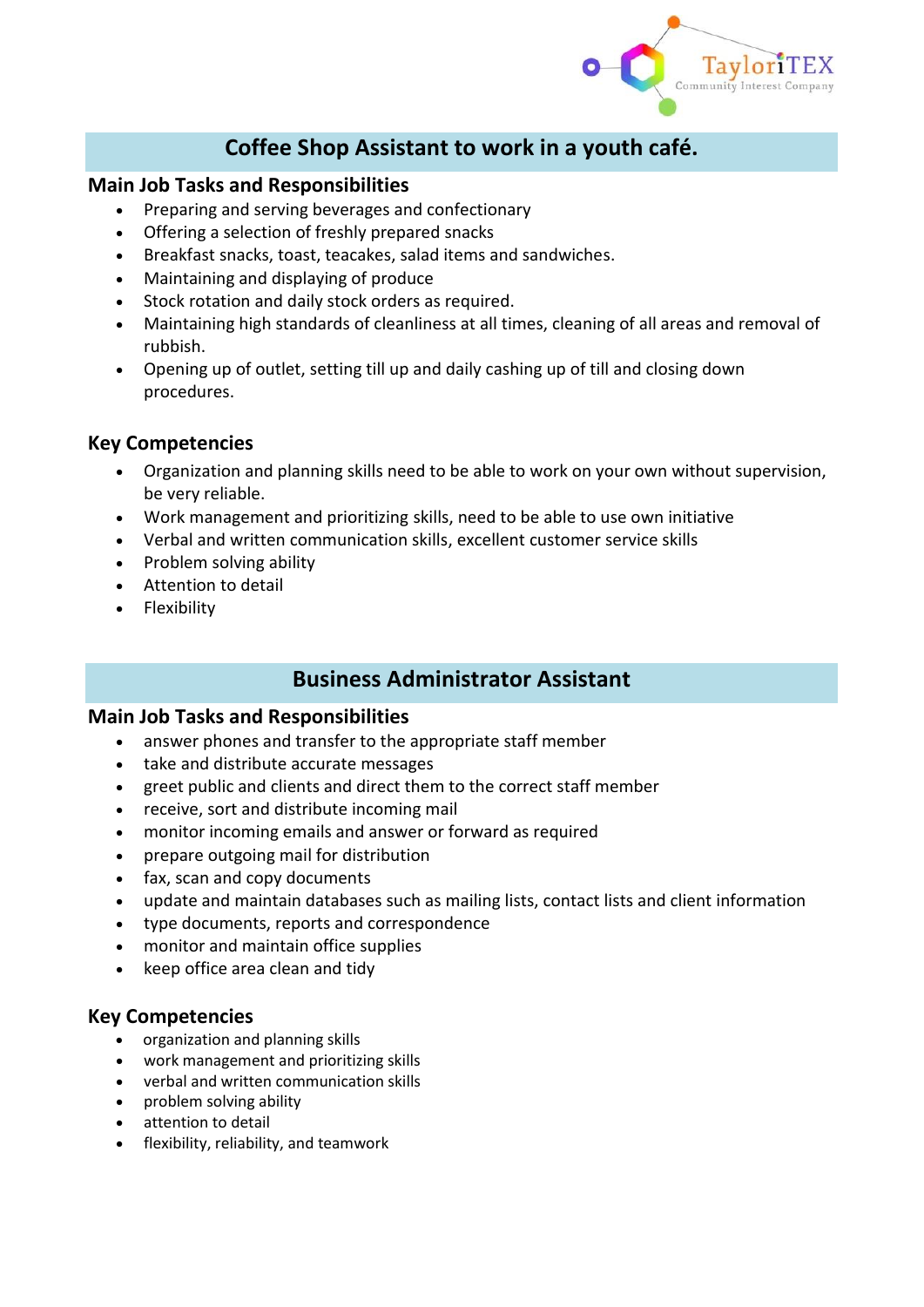## Coffee Shop Assistant to work in a youth café.

### Main Job Tasks and Responsibilities

- Preparing and serving beverages and confectionary
- Offering a selection of freshly prepared snacks
- Breakfast snacks, toast, teacakes, salad items and sandwiches.
- Maintaining and displaying of produce
- Stock rotation and daily stock orders as required.
- Maintaining high standards of cleanliness at all times, cleaning of all areas and removal of rubbish.
- Opening up of outlet, setting till up and daily cashing up of till and closing down procedures.

### Key Competencies

- Organization and planning skills need to be able to work on your own without supervision, be very reliable.
- Work management and prioritizing skills, need to be able to use own initiative
- Verbal and written communication skills, excellent customer service skills
- Problem solving ability
- Attention to detail
- Flexibility

## Business Administrator Assistant

### Main Job Tasks and Responsibilities

- answer phones and transfer to the appropriate staff member
- take and distribute accurate messages
- greet public and clients and direct them to the correct staff member
- receive, sort and distribute incoming mail
- monitor incoming emails and answer or forward as required
- prepare outgoing mail for distribution
- fax, scan and copy documents
- update and maintain databases such as mailing lists, contact lists and client information
- type documents, reports and correspondence
- monitor and maintain office supplies
- keep office area clean and tidy

### Key Competencies

- organization and planning skills
- work management and prioritizing skills
- verbal and written communication skills
- problem solving ability
- attention to detail
- flexibility, reliability, and teamwork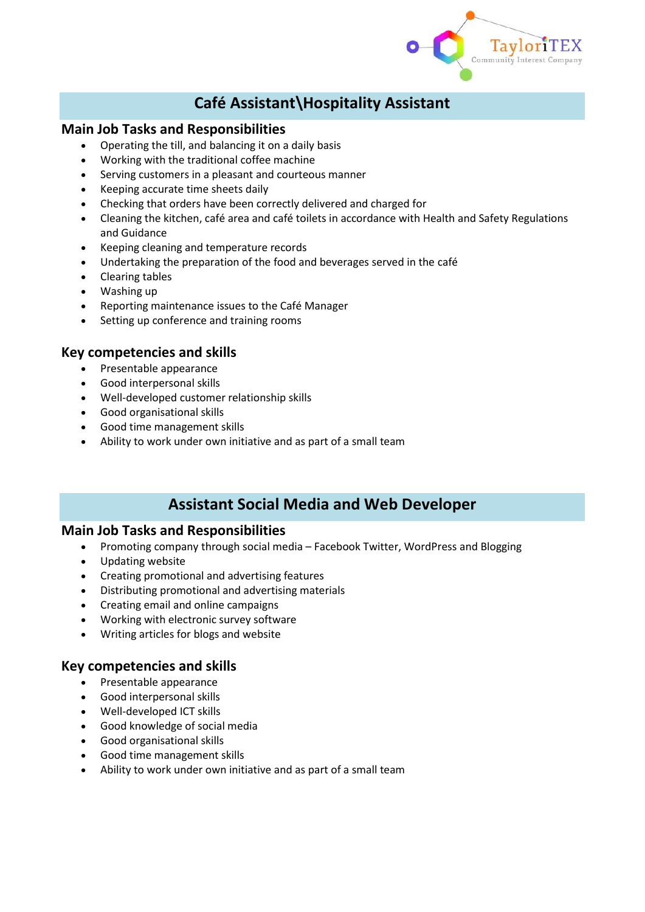## Café Assistant\Hospitality Assistant

### Main Job Tasks and Responsibilities

- Operating the till, and balancing it on a daily basis
- Working with the traditional coffee machine
- Serving customers in a pleasant and courteous manner
- Keeping accurate time sheets daily
- Checking that orders have been correctly delivered and charged for
- Cleaning the kitchen, café area and café toilets in accordance with Health and Safety Regulations and Guidance
- Keeping cleaning and temperature records
- Undertaking the preparation of the food and beverages served in the café
- Clearing tables
- Washing up
- Reporting maintenance issues to the Café Manager
- Setting up conference and training rooms

### Key competencies and skills

- Presentable appearance
- Good interpersonal skills
- Well-developed customer relationship skills
- Good organisational skills
- Good time management skills
- Ability to work under own initiative and as part of a small team

## Assistant Social Media and Web Developer

### Main Job Tasks and Responsibilities

- Promoting company through social media – Facebook Twitter, WordPress and Blogging
- Updating website
- Creating promotional and advertising features
- Distributing promotional and advertising materials
- Creating email and online campaigns
- Working with electronic survey software
- Writing articles for blogs and website

### Key competencies and skills

- Presentable appearance
- Good interpersonal skills
- Well-developed ICT skills
- Good knowledge of social media
- Good organisational skills
- Good time management skills
- Ability to work under own initiative and as part of a small team